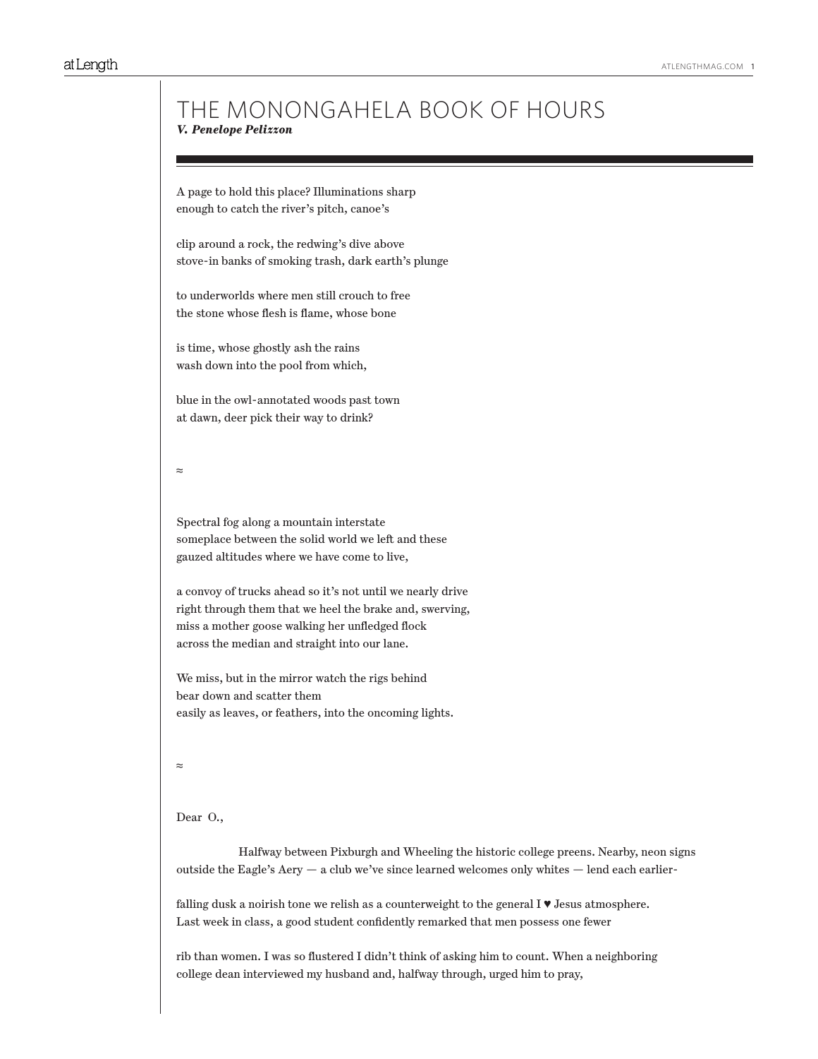# THE MONONGAHELA BOOK OF HOURS

***V. Penelope Pelizzon***

A page to hold this place? Illuminations sharp  
enough to catch the river's pitch, canoe's

clip around a rock, the redwing's dive above  
stove-in banks of smoking trash, dark earth's plunge

to underworlds where men still crouch to free  
the stone whose flesh is flame, whose bone

is time, whose ghostly ash the rains  
wash down into the pool from which,

blue in the owl-annotated woods past town  
at dawn, deer pick their way to drink?

≈

Spectral fog along a mountain interstate  
someplace between the solid world we left and these  
gauzed altitudes where we have come to live,

a convoy of trucks ahead so it's not until we nearly drive  
right through them that we heel the brake and, swerving,  
miss a mother goose walking her unfledged flock  
across the median and straight into our lane.

We miss, but in the mirror watch the rigs behind  
bear down and scatter them  
easily as leaves, or feathers, into the oncoming lights.

≈

Dear O.,

Halfway between Pixburgh and Wheeling the historic college preens. Nearby, neon signs  
outside the Eagle's Aery — a club we've since learned welcomes only whites — lend each earlier-

falling dusk a noirish tone we relish as a counterweight to the general I ♥ Jesus atmosphere.  
Last week in class, a good student confidently remarked that men possess one fewer

rib than women. I was so flustered I didn't think of asking him to count. When a neighboring  
college dean interviewed my husband and, halfway through, urged him to pray,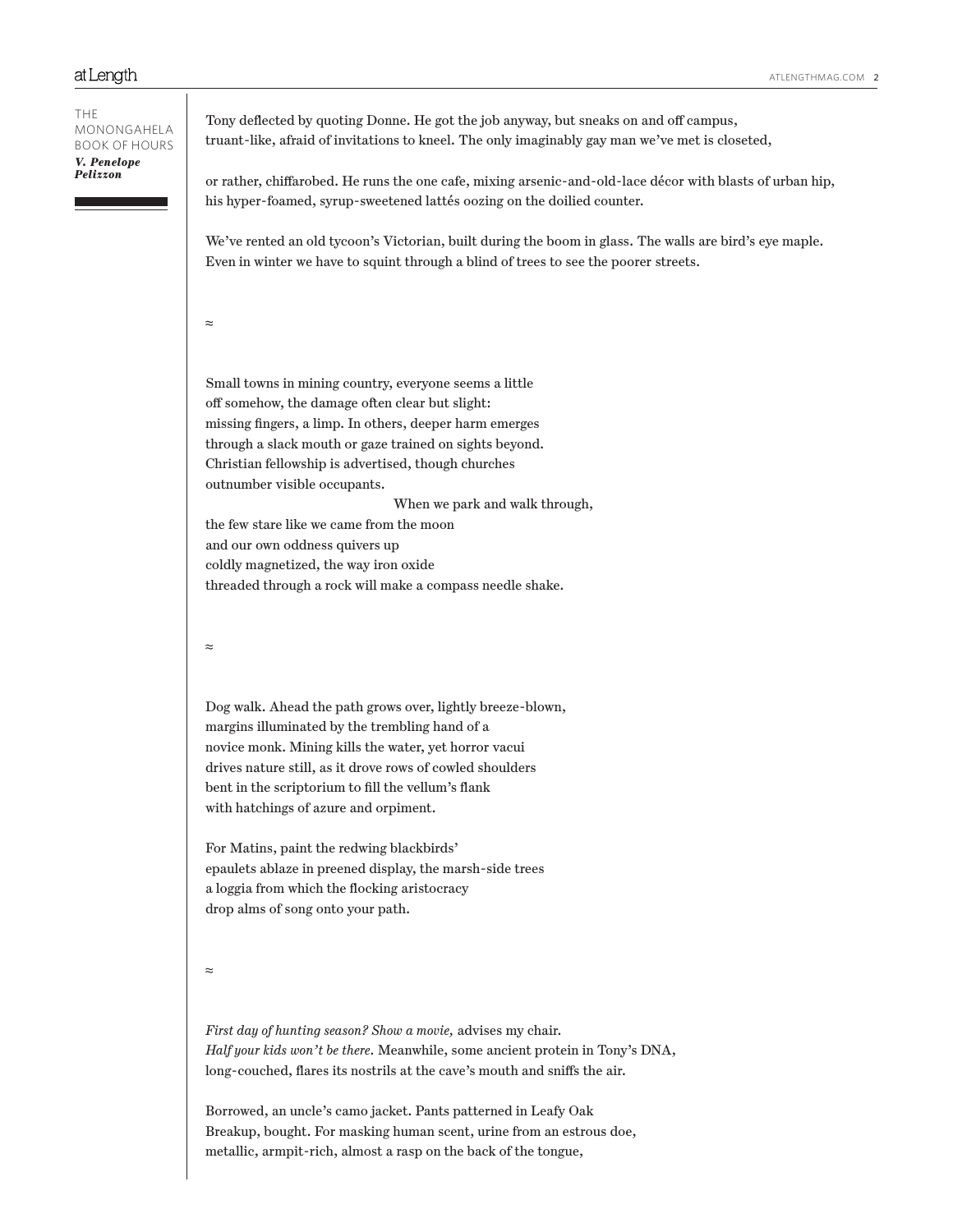Tony deflected by quoting Donne. He got the job anyway, but sneaks on and off campus,
truant-like, afraid of invitations to kneel. The only imaginably gay man we've met is closeted,

or rather, chiffarobed. He runs the one cafe, mixing arsenic-and-old-lace décor with blasts of urban hip,
his hyper-foamed, syrup-sweetened lattés oozing on the doilied counter.

We've rented an old tycoon's Victorian, built during the boom in glass. The walls are bird's eye maple.
Even in winter we have to squint through a blind of trees to see the poorer streets.

≈

Small towns in mining country, everyone seems a little
off somehow, the damage often clear but slight:
missing fingers, a limp. In others, deeper harm emerges
through a slack mouth or gaze trained on sights beyond.
Christian fellowship is advertised, though churches
outnumber visible occupants.
When we park and walk through,
the few stare like we came from the moon
and our own oddness quivers up
coldly magnetized, the way iron oxide
threaded through a rock will make a compass needle shake.

≈

Dog walk. Ahead the path grows over, lightly breeze-blown,
margins illuminated by the trembling hand of a
novice monk. Mining kills the water, yet horror vacui
drives nature still, as it drove rows of cowled shoulders
bent in the scriptorium to fill the vellum's flank
with hatchings of azure and orpiment.

For Matins, paint the redwing blackbirds'
epaulets ablaze in preened display, the marsh-side trees
a loggia from which the flocking aristocracy
drop alms of song onto your path.

≈

*First day of hunting season? Show a movie,* advises my chair.
*Half your kids won't be there.* Meanwhile, some ancient protein in Tony's DNA,
long-couched, flares its nostrils at the cave's mouth and sniffs the air.

Borrowed, an uncle's camo jacket. Pants patterned in Leafy Oak
Breakup, bought. For masking human scent, urine from an estrous doe,
metallic, armpit-rich, almost a rasp on the back of the tongue,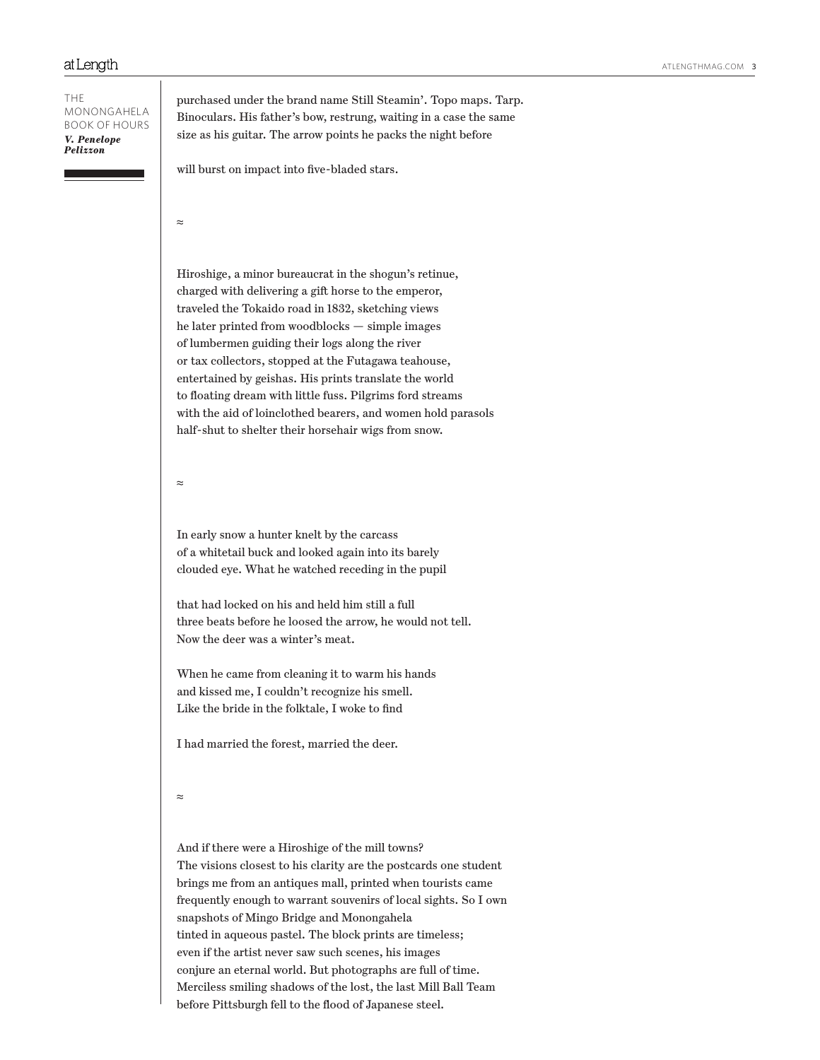purchased under the brand name Still Steamin'. Topo maps. Tarp.
Binoculars. His father's bow, restrung, waiting in a case the same
size as his guitar. The arrow points he packs the night before

will burst on impact into five-bladed stars.

≈

Hiroshige, a minor bureaucrat in the shogun's retinue,
charged with delivering a gift horse to the emperor,
traveled the Tokaido road in 1832, sketching views
he later printed from woodblocks — simple images
of lumbermen guiding their logs along the river
or tax collectors, stopped at the Futagawa teahouse,
entertained by geishas. His prints translate the world
to floating dream with little fuss. Pilgrims ford streams
with the aid of loinclothed bearers, and women hold parasols
half-shut to shelter their horsehair wigs from snow.

≈

In early snow a hunter knelt by the carcass
of a whitetail buck and looked again into its barely
clouded eye. What he watched receding in the pupil

that had locked on his and held him still a full
three beats before he loosed the arrow, he would not tell.
Now the deer was a winter's meat.

When he came from cleaning it to warm his hands
and kissed me, I couldn't recognize his smell.
Like the bride in the folktale, I woke to find

I had married the forest, married the deer.

≈

And if there were a Hiroshige of the mill towns?
The visions closest to his clarity are the postcards one student
brings me from an antiques mall, printed when tourists came
frequently enough to warrant souvenirs of local sights. So I own
snapshots of Mingo Bridge and Monongahela
tinted in aqueous pastel. The block prints are timeless;
even if the artist never saw such scenes, his images
conjure an eternal world. But photographs are full of time.
Merciless smiling shadows of the lost, the last Mill Ball Team
before Pittsburgh fell to the flood of Japanese steel.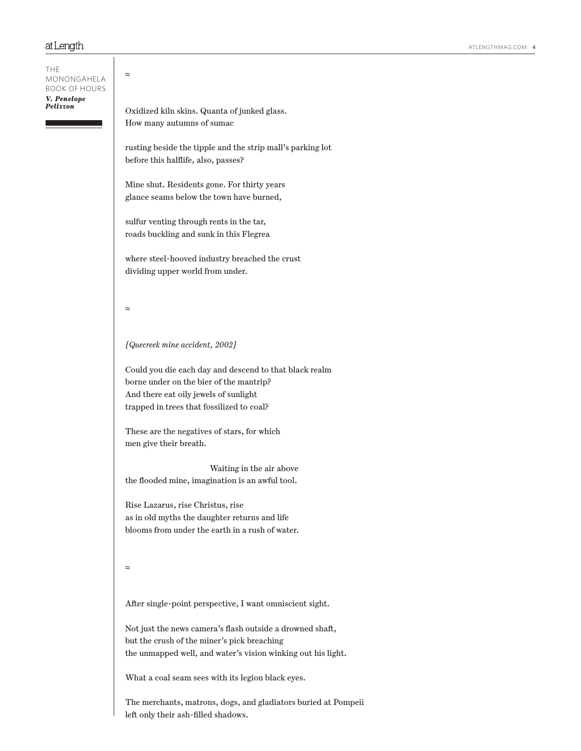≈

Oxidized kiln skins. Quanta of junked glass.
How many autumns of sumac

rusting beside the tipple and the strip mall's parking lot
before this halflife, also, passes?

Mine shut. Residents gone. For thirty years
glance seams below the town have burned,

sulfur venting through rents in the tar,
roads buckling and sunk in this Flegrea

where steel-hooved industry breached the crust
dividing upper world from under.

≈

*[Quecreek mine accident, 2002]*

Could you die each day and descend to that black realm
borne under on the bier of the mantrip?
And there eat oily jewels of sunlight
trapped in trees that fossilized to coal?

These are the negatives of stars, for which
men give their breath.

                                        Waiting in the air above
the flooded mine, imagination is an awful tool.

Rise Lazarus, rise Christus, rise
as in old myths the daughter returns and life
blooms from under the earth in a rush of water.

≈

After single-point perspective, I want omniscient sight.

Not just the news camera's flash outside a drowned shaft,
but the crush of the miner's pick breaching
the unmapped well, and water's vision winking out his light.

What a coal seam sees with its legion black eyes.

The merchants, matrons, dogs, and gladiators buried at Pompeii
left only their ash-filled shadows.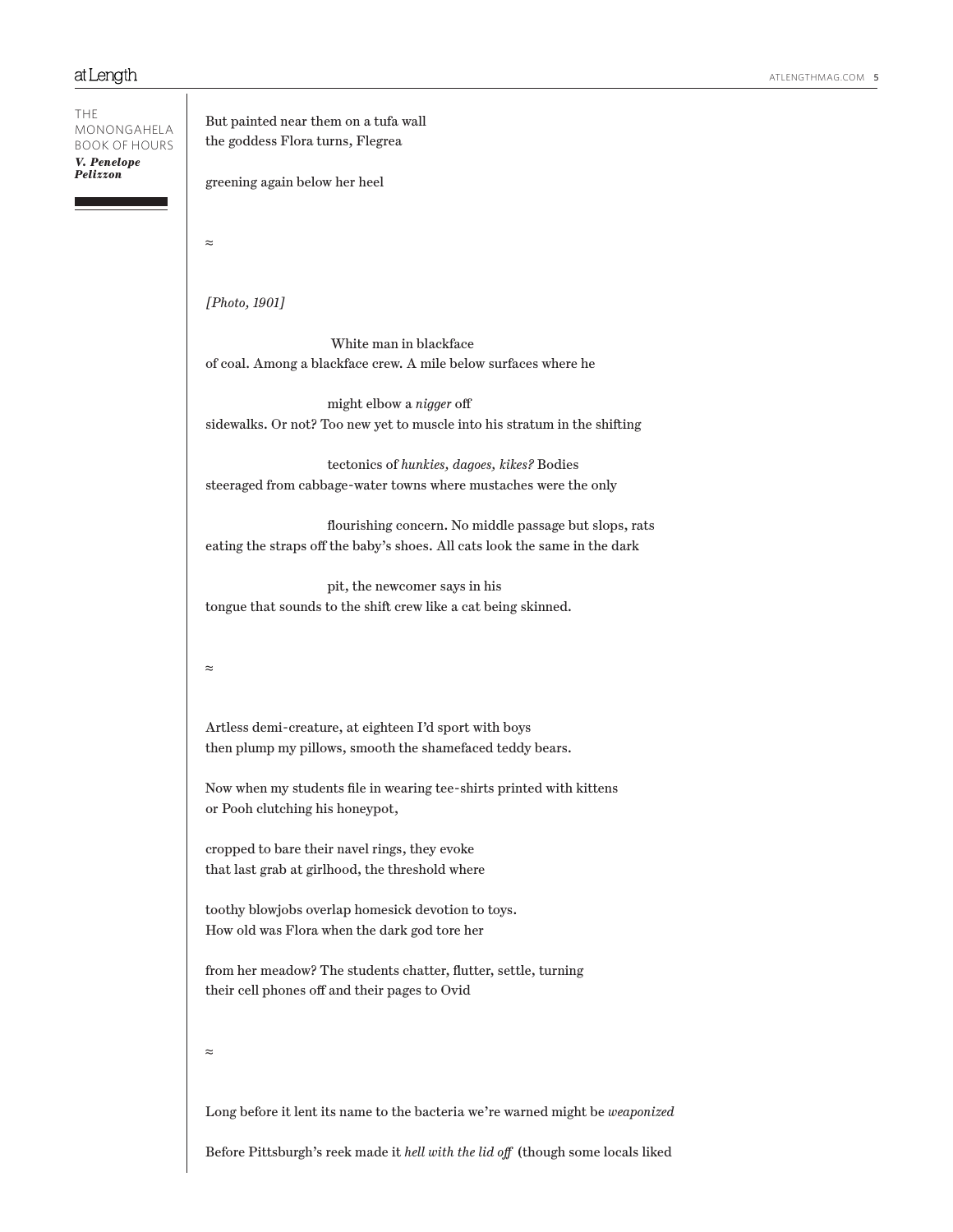But painted near them on a tufa wall
the goddess Flora turns, Flegrea

greening again below her heel

≈

*[Photo, 1901]*

White man in blackface
of coal. Among a blackface crew. A mile below surfaces where he

might elbow a *nigger* off
sidewalks. Or not? Too new yet to muscle into his stratum in the shifting

tectonics of *hunkies, dagoes, kikes?* Bodies
steeraged from cabbage-water towns where mustaches were the only

flourishing concern. No middle passage but slops, rats
eating the straps off the baby's shoes. All cats look the same in the dark

pit, the newcomer says in his
tongue that sounds to the shift crew like a cat being skinned.

≈

Artless demi-creature, at eighteen I'd sport with boys
then plump my pillows, smooth the shamefaced teddy bears.

Now when my students file in wearing tee-shirts printed with kittens
or Pooh clutching his honeypot,

cropped to bare their navel rings, they evoke
that last grab at girlhood, the threshold where

toothy blowjobs overlap homesick devotion to toys.
How old was Flora when the dark god tore her

from her meadow? The students chatter, flutter, settle, turning
their cell phones off and their pages to Ovid

≈

Long before it lent its name to the bacteria we're warned might be *weaponized*

Before Pittsburgh's reek made it *hell with the lid off* (though some locals liked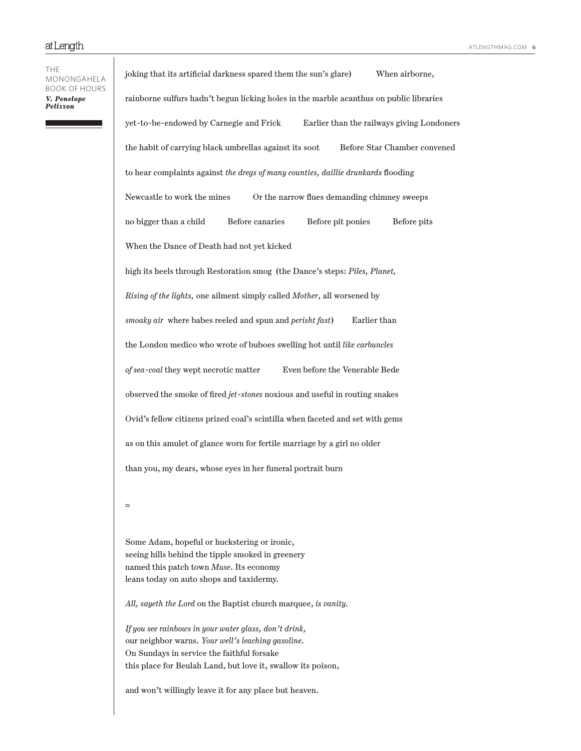joking that its artificial darkness spared them the sun's glare)          When airborne,

rainborne sulfurs hadn't begun licking holes in the marble acanthus on public libraries

yet-to-be-endowed by Carnegie and Frick          Earlier than the railways giving Londoners

the habit of carrying black umbrellas against its soot          Before Star Chamber convened

to hear complaints against *the dregs of many counties, daillie drunkards* flooding

Newcastle to work the mines          Or the narrow flues demanding chimney sweeps

no bigger than a child          Before canaries          Before pit ponies          Before pits

When the Dance of Death had not yet kicked

high its heels through Restoration smog (the Dance's steps: *Piles, Planet,*

*Rising of the lights,* one ailment simply called *Mother*, all worsened by

*smoaky air* where babes reeled and spun and *perisht fast*)          Earlier than

the London medico who wrote of buboes swelling hot until *like carbuncles*

*of sea-coal* they wept necrotic matter          Even before the Venerable Bede

observed the smoke of fired *jet-stones* noxious and useful in routing snakes

Ovid's fellow citizens prized coal's scintilla when faceted and set with gems

as on this amulet of glance worn for fertile marriage by a girl no older

than you, my dears, whose eyes in her funeral portrait burn

≈

Some Adam, hopeful or huckstering or ironic,
seeing hills behind the tipple smoked in greenery
named this patch town *Muse*. Its economy
leans today on auto shops and taxidermy.

*All, sayeth the Lord* on the Baptist church marquee, *is vanity.*

*If you see rainbows in your water glass, don't drink,*
our neighbor warns. *Your well's leaching gasoline.*
On Sundays in service the faithful forsake
this place for Beulah Land, but love it, swallow its poison,

and won't willingly leave it for any place but heaven.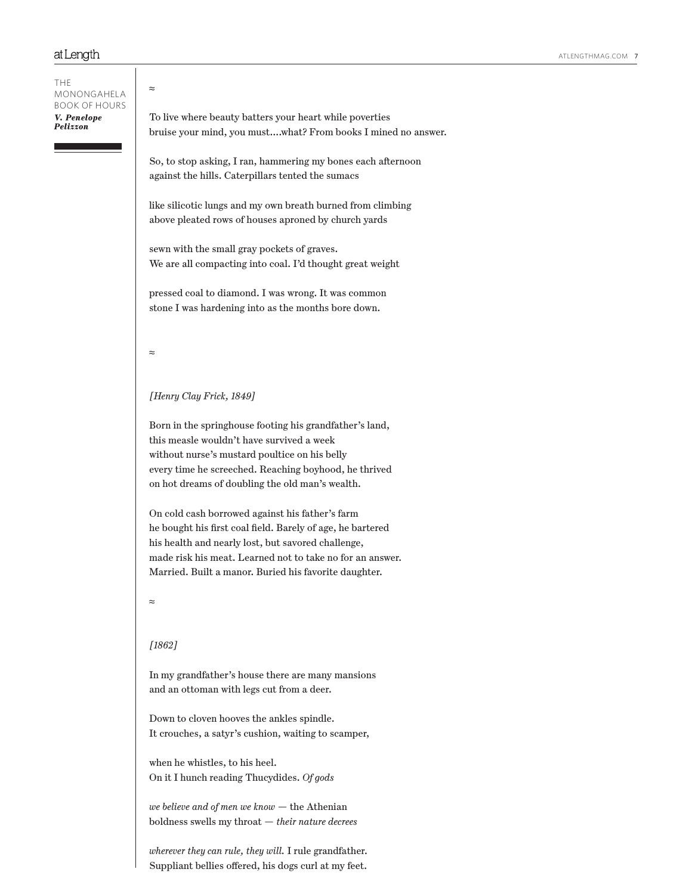≈

To live where beauty batters your heart while poverties
bruise your mind, you must....what? From books I mined no answer.

So, to stop asking, I ran, hammering my bones each afternoon
against the hills. Caterpillars tented the sumacs

like silicotic lungs and my own breath burned from climbing
above pleated rows of houses aproned by church yards

sewn with the small gray pockets of graves.
We are all compacting into coal. I'd thought great weight

pressed coal to diamond. I was wrong. It was common
stone I was hardening into as the months bore down.

≈

*[Henry Clay Frick, 1849]*

Born in the springhouse footing his grandfather's land,
this measle wouldn't have survived a week
without nurse's mustard poultice on his belly
every time he screeched. Reaching boyhood, he thrived
on hot dreams of doubling the old man's wealth.

On cold cash borrowed against his father's farm
he bought his first coal field. Barely of age, he bartered
his health and nearly lost, but savored challenge,
made risk his meat. Learned not to take no for an answer.
Married. Built a manor. Buried his favorite daughter.

≈

*[1862]*

In my grandfather's house there are many mansions
and an ottoman with legs cut from a deer.

Down to cloven hooves the ankles spindle.
It crouches, a satyr's cushion, waiting to scamper,

when he whistles, to his heel.
On it I hunch reading Thucydides. *Of gods*

*we believe and of men we know* — the Athenian
boldness swells my throat — *their nature decrees*

*wherever they can rule, they will.* I rule grandfather.
Suppliant bellies offered, his dogs curl at my feet.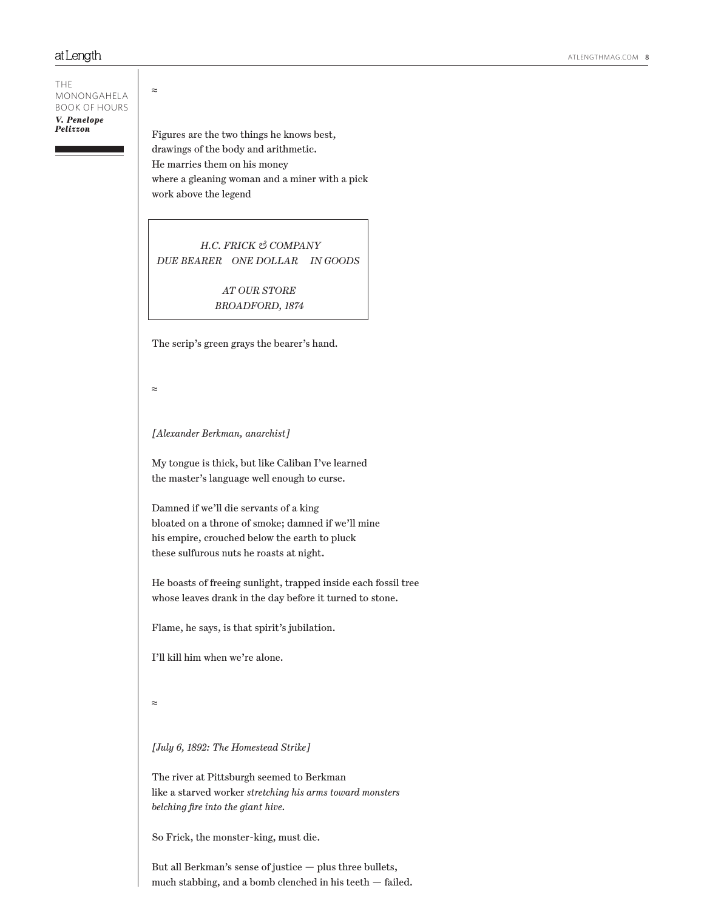≈

Figures are the two things he knows best,  
drawings of the body and arithmetic.  
He marries them on his money  
where a gleaning woman and a miner with a pick  
work above the legend

> *H.C. FRICK & COMPANY*  
> *DUE BEARER    ONE DOLLAR    IN GOODS*
>
> *AT OUR STORE*  
> *BROADFORD, 1874*

The scrip's green grays the bearer's hand.

≈

*[Alexander Berkman, anarchist]*

My tongue is thick, but like Caliban I've learned  
the master's language well enough to curse.

Damned if we'll die servants of a king  
bloated on a throne of smoke; damned if we'll mine  
his empire, crouched below the earth to pluck  
these sulfurous nuts he roasts at night.

He boasts of freeing sunlight, trapped inside each fossil tree  
whose leaves drank in the day before it turned to stone.

Flame, he says, is that spirit's jubilation.

I'll kill him when we're alone.

≈

*[July 6, 1892: The Homestead Strike]*

The river at Pittsburgh seemed to Berkman  
like a starved worker *stretching his arms toward monsters*  
*belching fire into the giant hive.*

So Frick, the monster-king, must die.

But all Berkman's sense of justice — plus three bullets,  
much stabbing, and a bomb clenched in his teeth — failed.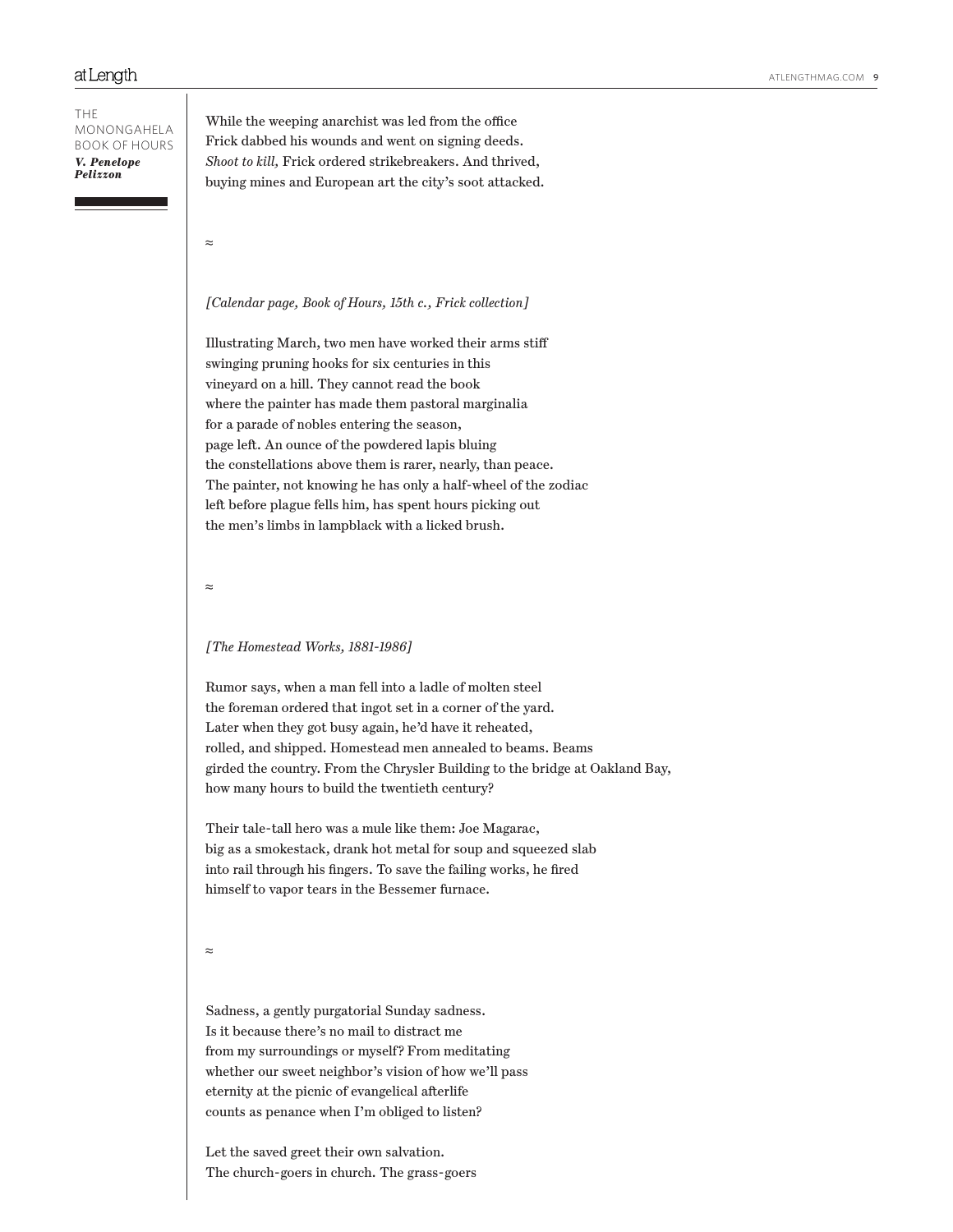While the weeping anarchist was led from the office
Frick dabbed his wounds and went on signing deeds.
*Shoot to kill,* Frick ordered strikebreakers. And thrived,
buying mines and European art the city's soot attacked.

≈

*[Calendar page, Book of Hours, 15th c., Frick collection]*

Illustrating March, two men have worked their arms stiff
swinging pruning hooks for six centuries in this
vineyard on a hill. They cannot read the book
where the painter has made them pastoral marginalia
for a parade of nobles entering the season,
page left. An ounce of the powdered lapis bluing
the constellations above them is rarer, nearly, than peace.
The painter, not knowing he has only a half-wheel of the zodiac
left before plague fells him, has spent hours picking out
the men's limbs in lampblack with a licked brush.

≈

*[The Homestead Works, 1881-1986]*

Rumor says, when a man fell into a ladle of molten steel
the foreman ordered that ingot set in a corner of the yard.
Later when they got busy again, he'd have it reheated,
rolled, and shipped. Homestead men annealed to beams. Beams
girded the country. From the Chrysler Building to the bridge at Oakland Bay,
how many hours to build the twentieth century?

Their tale-tall hero was a mule like them: Joe Magarac,
big as a smokestack, drank hot metal for soup and squeezed slab
into rail through his fingers. To save the failing works, he fired
himself to vapor tears in the Bessemer furnace.

≈

Sadness, a gently purgatorial Sunday sadness.
Is it because there's no mail to distract me
from my surroundings or myself? From meditating
whether our sweet neighbor's vision of how we'll pass
eternity at the picnic of evangelical afterlife
counts as penance when I'm obliged to listen?

Let the saved greet their own salvation.
The church-goers in church. The grass-goers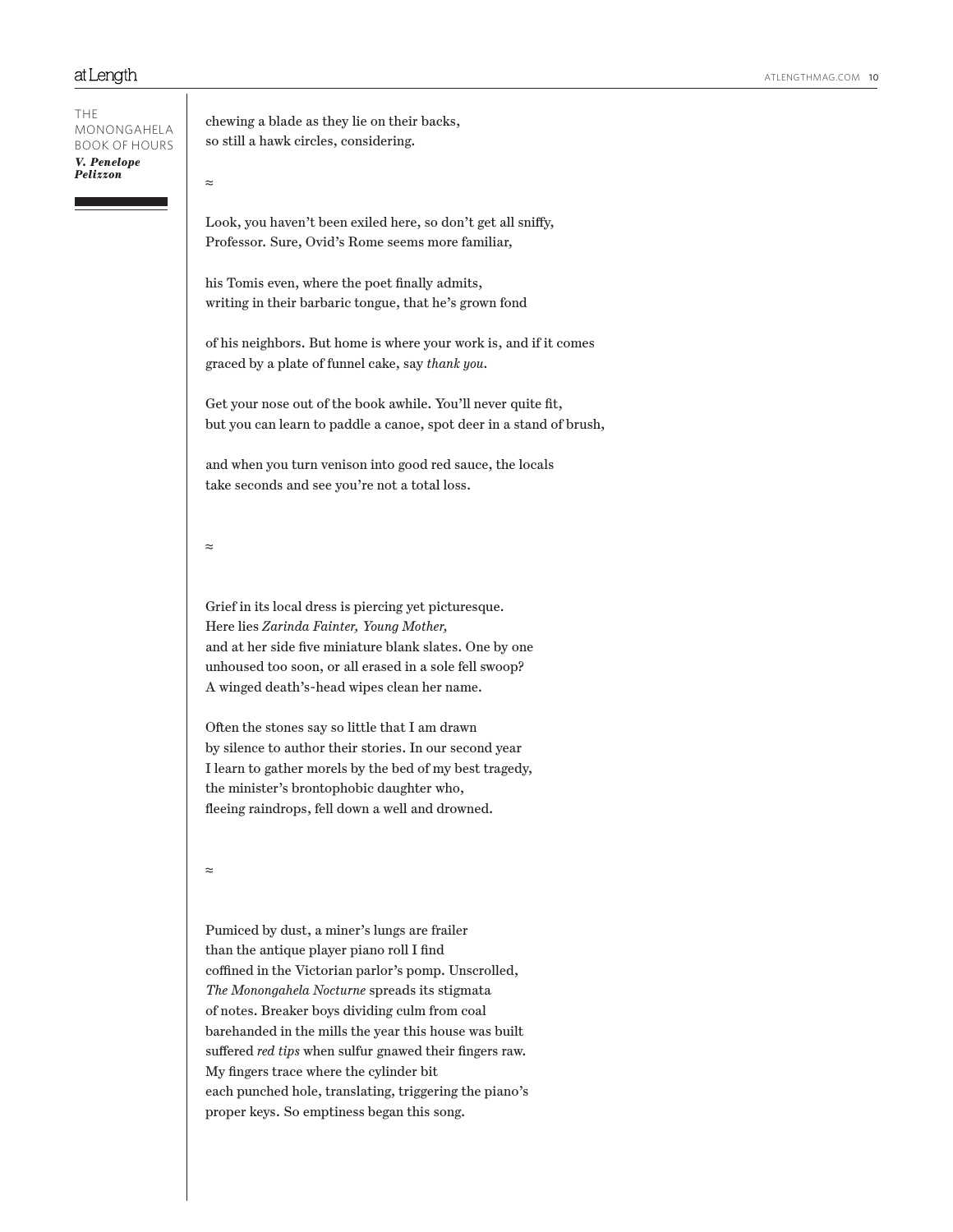chewing a blade as they lie on their backs,
so still a hawk circles, considering.

≈

Look, you haven't been exiled here, so don't get all sniffy,
Professor. Sure, Ovid's Rome seems more familiar,

his Tomis even, where the poet finally admits,
writing in their barbaric tongue, that he's grown fond

of his neighbors. But home is where your work is, and if it comes
graced by a plate of funnel cake, say *thank you.*

Get your nose out of the book awhile. You'll never quite fit,
but you can learn to paddle a canoe, spot deer in a stand of brush,

and when you turn venison into good red sauce, the locals
take seconds and see you're not a total loss.

≈

Grief in its local dress is piercing yet picturesque.
Here lies *Zarinda Fainter, Young Mother,*
and at her side five miniature blank slates. One by one
unhoused too soon, or all erased in a sole fell swoop?
A winged death's-head wipes clean her name.

Often the stones say so little that I am drawn
by silence to author their stories. In our second year
I learn to gather morels by the bed of my best tragedy,
the minister's brontophobic daughter who,
fleeing raindrops, fell down a well and drowned.

≈

Pumiced by dust, a miner's lungs are frailer
than the antique player piano roll I find
coffined in the Victorian parlor's pomp. Unscrolled,
*The Monongahela Nocturne* spreads its stigmata
of notes. Breaker boys dividing culm from coal
barehanded in the mills the year this house was built
suffered *red tips* when sulfur gnawed their fingers raw.
My fingers trace where the cylinder bit
each punched hole, translating, triggering the piano's
proper keys. So emptiness began this song.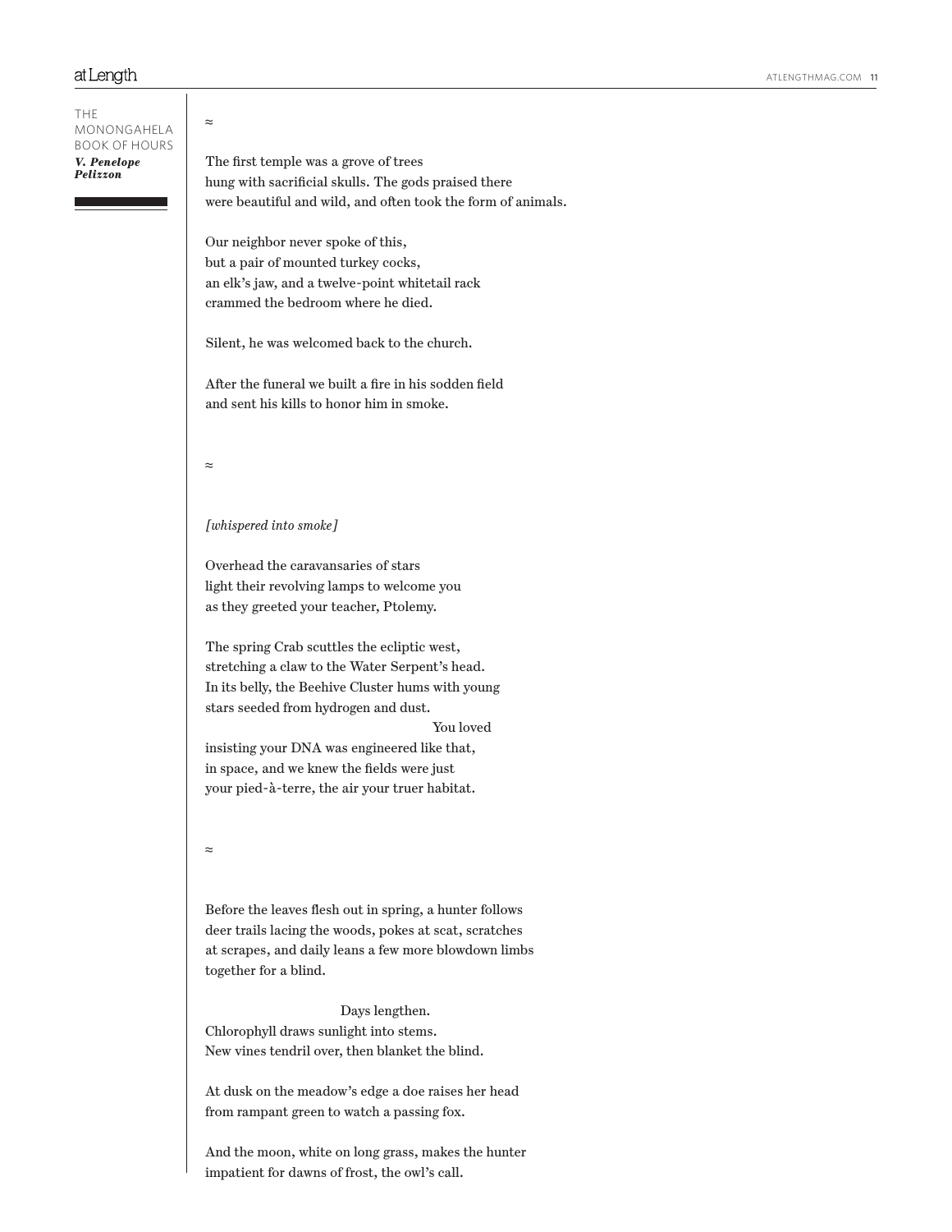≈

The first temple was a grove of trees
hung with sacrificial skulls. The gods praised there
were beautiful and wild, and often took the form of animals.

Our neighbor never spoke of this,
but a pair of mounted turkey cocks,
an elk's jaw, and a twelve-point whitetail rack
crammed the bedroom where he died.

Silent, he was welcomed back to the church.

After the funeral we built a fire in his sodden field
and sent his kills to honor him in smoke.

≈

*[whispered into smoke]*

Overhead the caravansaries of stars
light their revolving lamps to welcome you
as they greeted your teacher, Ptolemy.

The spring Crab scuttles the ecliptic west,
stretching a claw to the Water Serpent's head.
In its belly, the Beehive Cluster hums with young
stars seeded from hydrogen and dust.
                                                                        You loved
insisting your DNA was engineered like that,
in space, and we knew the fields were just
your pied-à-terre, the air your truer habitat.

≈

Before the leaves flesh out in spring, a hunter follows
deer trails lacing the woods, pokes at scat, scratches
at scrapes, and daily leans a few more blowdown limbs
together for a blind.

                                        Days lengthen.
Chlorophyll draws sunlight into stems.
New vines tendril over, then blanket the blind.

At dusk on the meadow's edge a doe raises her head
from rampant green to watch a passing fox.

And the moon, white on long grass, makes the hunter
impatient for dawns of frost, the owl's call.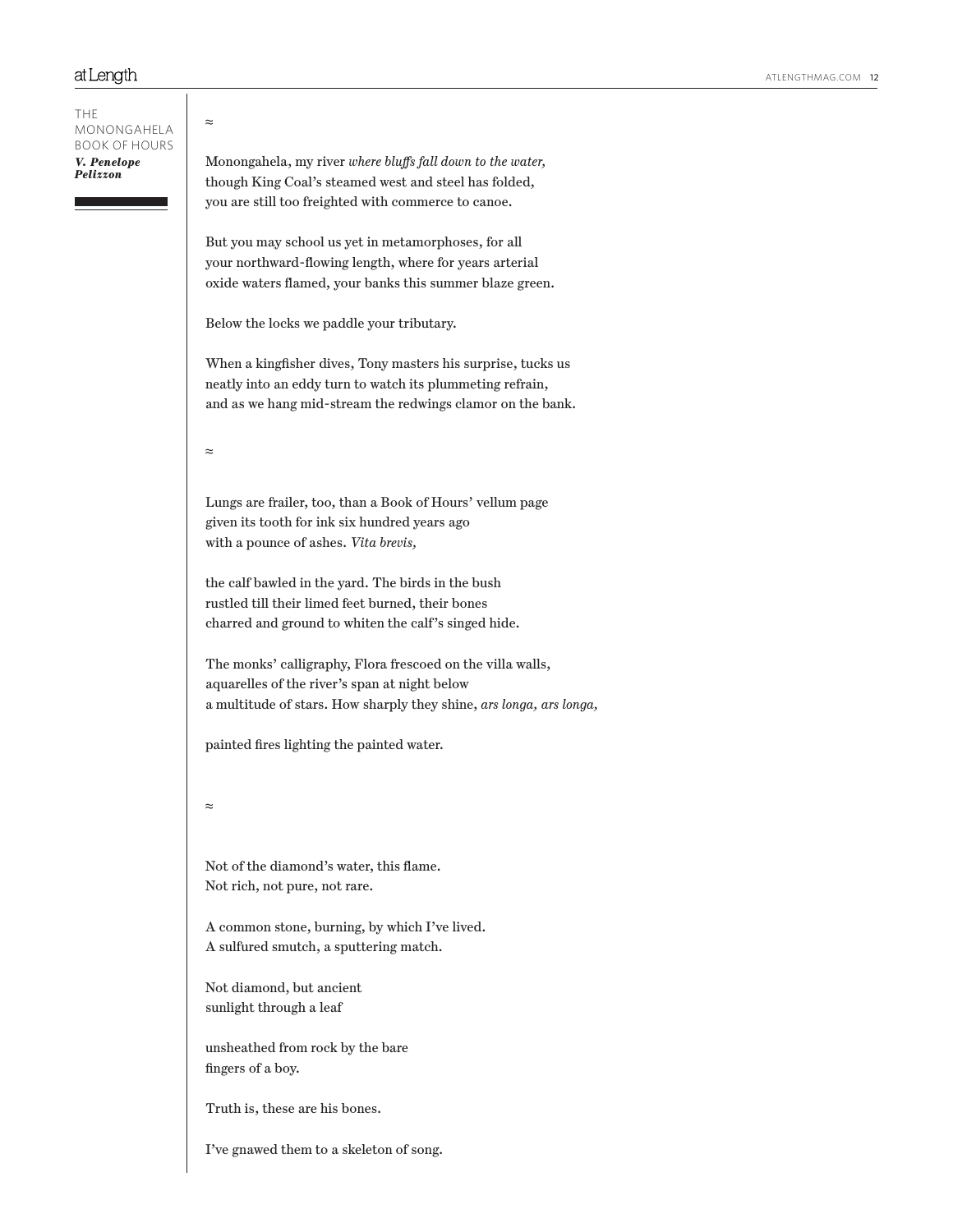≈

Monongahela, my river *where bluffs fall down to the water,*
though King Coal's steamed west and steel has folded,
you are still too freighted with commerce to canoe.

But you may school us yet in metamorphoses, for all
your northward-flowing length, where for years arterial
oxide waters flamed, your banks this summer blaze green.

Below the locks we paddle your tributary.

When a kingfisher dives, Tony masters his surprise, tucks us
neatly into an eddy turn to watch its plummeting refrain,
and as we hang mid-stream the redwings clamor on the bank.

≈

Lungs are frailer, too, than a Book of Hours' vellum page
given its tooth for ink six hundred years ago
with a pounce of ashes. *Vita brevis,*

the calf bawled in the yard. The birds in the bush
rustled till their limed feet burned, their bones
charred and ground to whiten the calf's singed hide.

The monks' calligraphy, Flora frescoed on the villa walls,
aquarelles of the river's span at night below
a multitude of stars. How sharply they shine, *ars longa, ars longa,*

painted fires lighting the painted water.

≈

Not of the diamond's water, this flame.
Not rich, not pure, not rare.

A common stone, burning, by which I've lived.
A sulfured smutch, a sputtering match.

Not diamond, but ancient
sunlight through a leaf

unsheathed from rock by the bare
fingers of a boy.

Truth is, these are his bones.

I've gnawed them to a skeleton of song.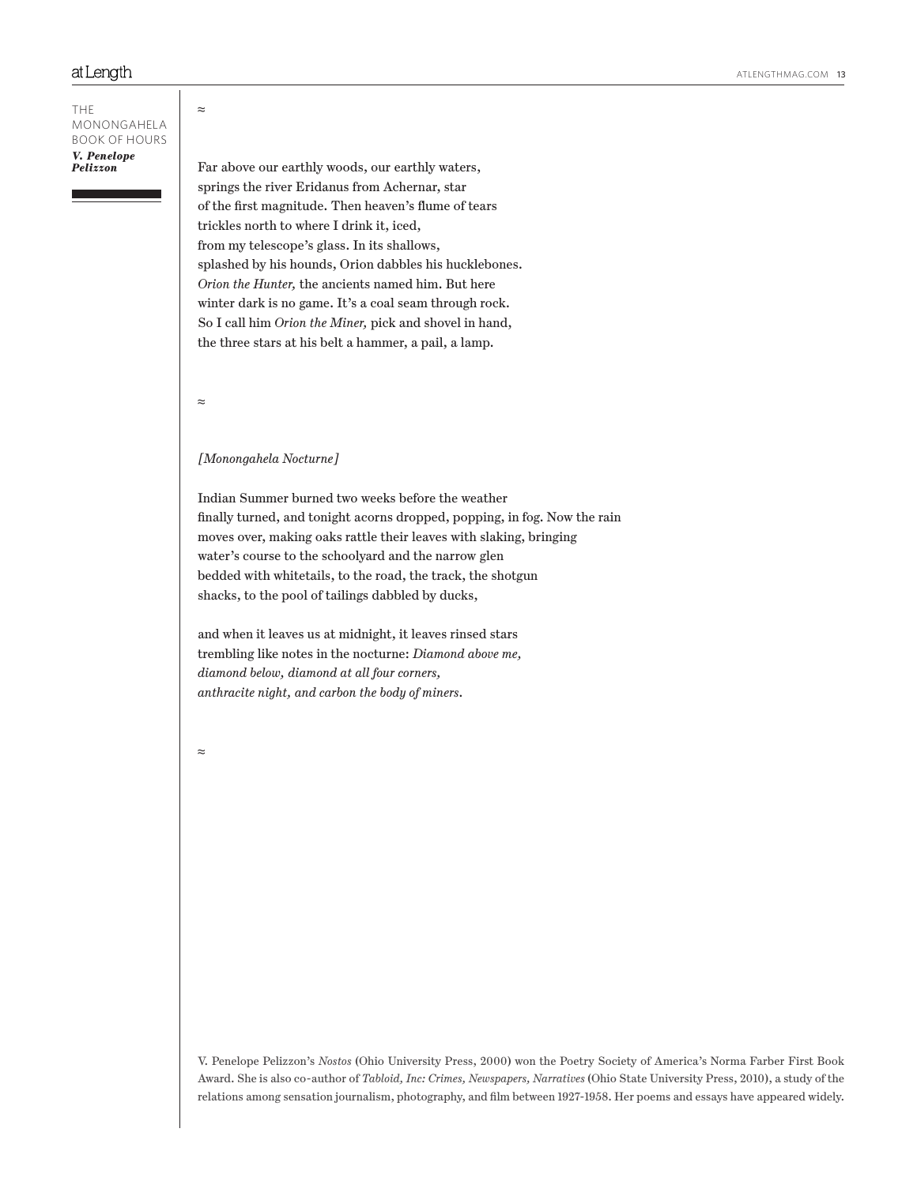≈

Far above our earthly woods, our earthly waters,
springs the river Eridanus from Achernar, star
of the first magnitude. Then heaven's flume of tears
trickles north to where I drink it, iced,
from my telescope's glass. In its shallows,
splashed by his hounds, Orion dabbles his hucklebones.
*Orion the Hunter,* the ancients named him. But here
winter dark is no game. It's a coal seam through rock.
So I call him *Orion the Miner,* pick and shovel in hand,
the three stars at his belt a hammer, a pail, a lamp.

≈

*[Monongahela Nocturne]*

Indian Summer burned two weeks before the weather
finally turned, and tonight acorns dropped, popping, in fog. Now the rain
moves over, making oaks rattle their leaves with slaking, bringing
water's course to the schoolyard and the narrow glen
bedded with whitetails, to the road, the track, the shotgun
shacks, to the pool of tailings dabbled by ducks,

and when it leaves us at midnight, it leaves rinsed stars
trembling like notes in the nocturne: *Diamond above me,*
*diamond below, diamond at all four corners,*
*anthracite night, and carbon the body of miners.*

≈

V. Penelope Pelizzon's *Nostos* (Ohio University Press, 2000) won the Poetry Society of America's Norma Farber First Book Award. She is also co-author of *Tabloid, Inc: Crimes, Newspapers, Narratives* (Ohio State University Press, 2010), a study of the relations among sensation journalism, photography, and film between 1927-1958. Her poems and essays have appeared widely.